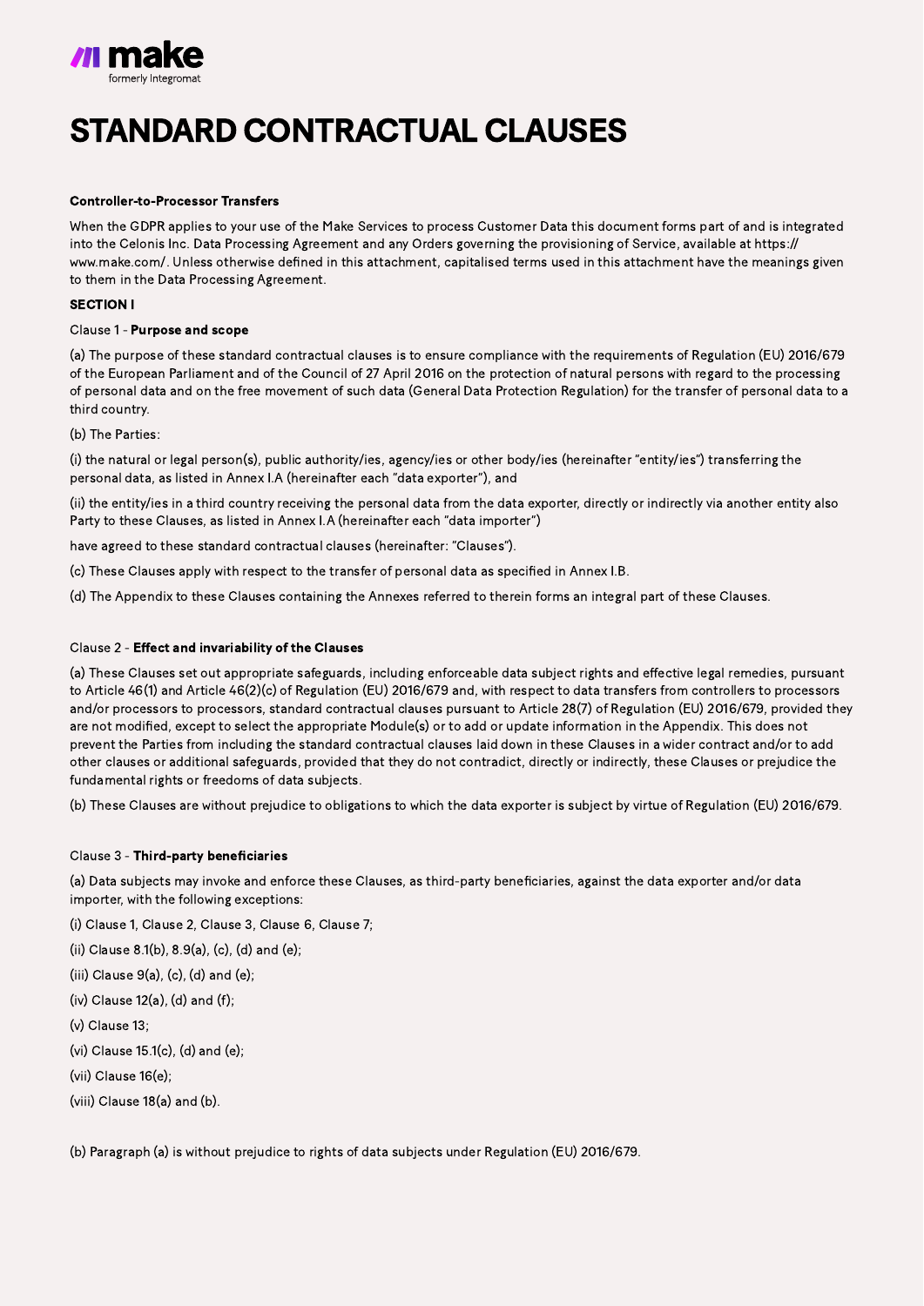make
formerly Integromat

# STANDARD CONTRACTUAL CLAUSES

**Controller-to-Processor Transfers**

When the GDPR applies to your use of the Make Services to process Customer Data this document forms part of and is integrated into the Celonis Inc. Data Processing Agreement and any Orders governing the provisioning of Service, available at https://www.make.com/. Unless otherwise defined in this attachment, capitalised terms used in this attachment have the meanings given to them in the Data Processing Agreement.

**SECTION I**

Clause 1 - **Purpose and scope**

(a) The purpose of these standard contractual clauses is to ensure compliance with the requirements of Regulation (EU) 2016/679 of the European Parliament and of the Council of 27 April 2016 on the protection of natural persons with regard to the processing of personal data and on the free movement of such data (General Data Protection Regulation) for the transfer of personal data to a third country.

(b) The Parties:

(i) the natural or legal person(s), public authority/ies, agency/ies or other body/ies (hereinafter "entity/ies") transferring the personal data, as listed in Annex I.A (hereinafter each "data exporter"), and

(ii) the entity/ies in a third country receiving the personal data from the data exporter, directly or indirectly via another entity also Party to these Clauses, as listed in Annex I.A (hereinafter each "data importer")

have agreed to these standard contractual clauses (hereinafter: "Clauses").

(c) These Clauses apply with respect to the transfer of personal data as specified in Annex I.B.

(d) The Appendix to these Clauses containing the Annexes referred to therein forms an integral part of these Clauses.

Clause 2 - **Effect and invariability of the Clauses**

(a) These Clauses set out appropriate safeguards, including enforceable data subject rights and effective legal remedies, pursuant to Article 46(1) and Article 46(2)(c) of Regulation (EU) 2016/679 and, with respect to data transfers from controllers to processors and/or processors to processors, standard contractual clauses pursuant to Article 28(7) of Regulation (EU) 2016/679, provided they are not modified, except to select the appropriate Module(s) or to add or update information in the Appendix. This does not prevent the Parties from including the standard contractual clauses laid down in these Clauses in a wider contract and/or to add other clauses or additional safeguards, provided that they do not contradict, directly or indirectly, these Clauses or prejudice the fundamental rights or freedoms of data subjects.

(b) These Clauses are without prejudice to obligations to which the data exporter is subject by virtue of Regulation (EU) 2016/679.

Clause 3 - **Third-party beneficiaries**

(a) Data subjects may invoke and enforce these Clauses, as third-party beneficiaries, against the data exporter and/or data importer, with the following exceptions:

(i) Clause 1, Clause 2, Clause 3, Clause 6, Clause 7;

(ii) Clause 8.1(b), 8.9(a), (c), (d) and (e);

(iii) Clause 9(a), (c), (d) and (e);

(iv) Clause 12(a), (d) and (f);

(v) Clause 13;

(vi) Clause 15.1(c), (d) and (e);

(vii) Clause 16(e);

(viii) Clause 18(a) and (b).

(b) Paragraph (a) is without prejudice to rights of data subjects under Regulation (EU) 2016/679.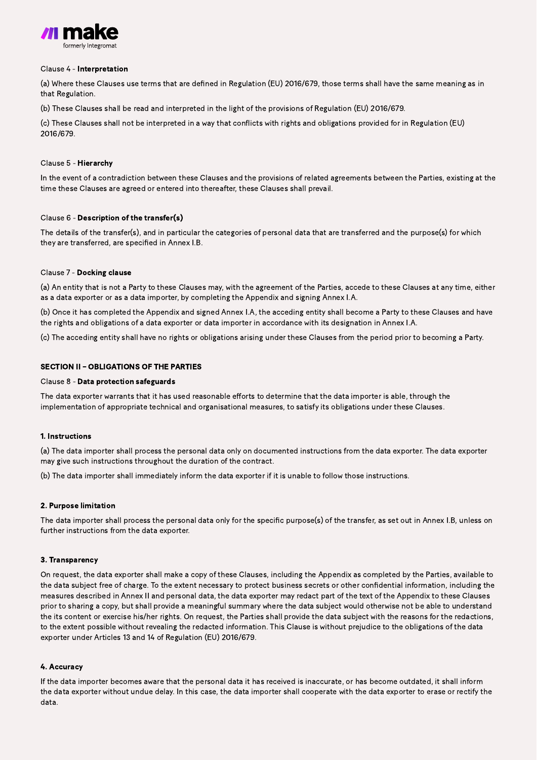Clause 4 - **Interpretation**

(a) Where these Clauses use terms that are defined in Regulation (EU) 2016/679, those terms shall have the same meaning as in that Regulation.

(b) These Clauses shall be read and interpreted in the light of the provisions of Regulation (EU) 2016/679.

(c) These Clauses shall not be interpreted in a way that conflicts with rights and obligations provided for in Regulation (EU) 2016/679.

Clause 5 - **Hierarchy**

In the event of a contradiction between these Clauses and the provisions of related agreements between the Parties, existing at the time these Clauses are agreed or entered into thereafter, these Clauses shall prevail.

Clause 6 - **Description of the transfer(s)**

The details of the transfer(s), and in particular the categories of personal data that are transferred and the purpose(s) for which they are transferred, are specified in Annex I.B.

Clause 7 - **Docking clause**

(a) An entity that is not a Party to these Clauses may, with the agreement of the Parties, accede to these Clauses at any time, either as a data exporter or as a data importer, by completing the Appendix and signing Annex I.A.

(b) Once it has completed the Appendix and signed Annex I.A, the acceding entity shall become a Party to these Clauses and have the rights and obligations of a data exporter or data importer in accordance with its designation in Annex I.A.

(c) The acceding entity shall have no rights or obligations arising under these Clauses from the period prior to becoming a Party.

**SECTION II – OBLIGATIONS OF THE PARTIES**

Clause 8 - **Data protection safeguards**

The data exporter warrants that it has used reasonable efforts to determine that the data importer is able, through the implementation of appropriate technical and organisational measures, to satisfy its obligations under these Clauses.

**1. Instructions**

(a) The data importer shall process the personal data only on documented instructions from the data exporter. The data exporter may give such instructions throughout the duration of the contract.

(b) The data importer shall immediately inform the data exporter if it is unable to follow those instructions.

**2. Purpose limitation**

The data importer shall process the personal data only for the specific purpose(s) of the transfer, as set out in Annex I.B, unless on further instructions from the data exporter.

**3. Transparency**

On request, the data exporter shall make a copy of these Clauses, including the Appendix as completed by the Parties, available to the data subject free of charge. To the extent necessary to protect business secrets or other confidential information, including the measures described in Annex II and personal data, the data exporter may redact part of the text of the Appendix to these Clauses prior to sharing a copy, but shall provide a meaningful summary where the data subject would otherwise not be able to understand the its content or exercise his/her rights. On request, the Parties shall provide the data subject with the reasons for the redactions, to the extent possible without revealing the redacted information. This Clause is without prejudice to the obligations of the data exporter under Articles 13 and 14 of Regulation (EU) 2016/679.

**4. Accuracy**

If the data importer becomes aware that the personal data it has received is inaccurate, or has become outdated, it shall inform the data exporter without undue delay. In this case, the data importer shall cooperate with the data exporter to erase or rectify the data.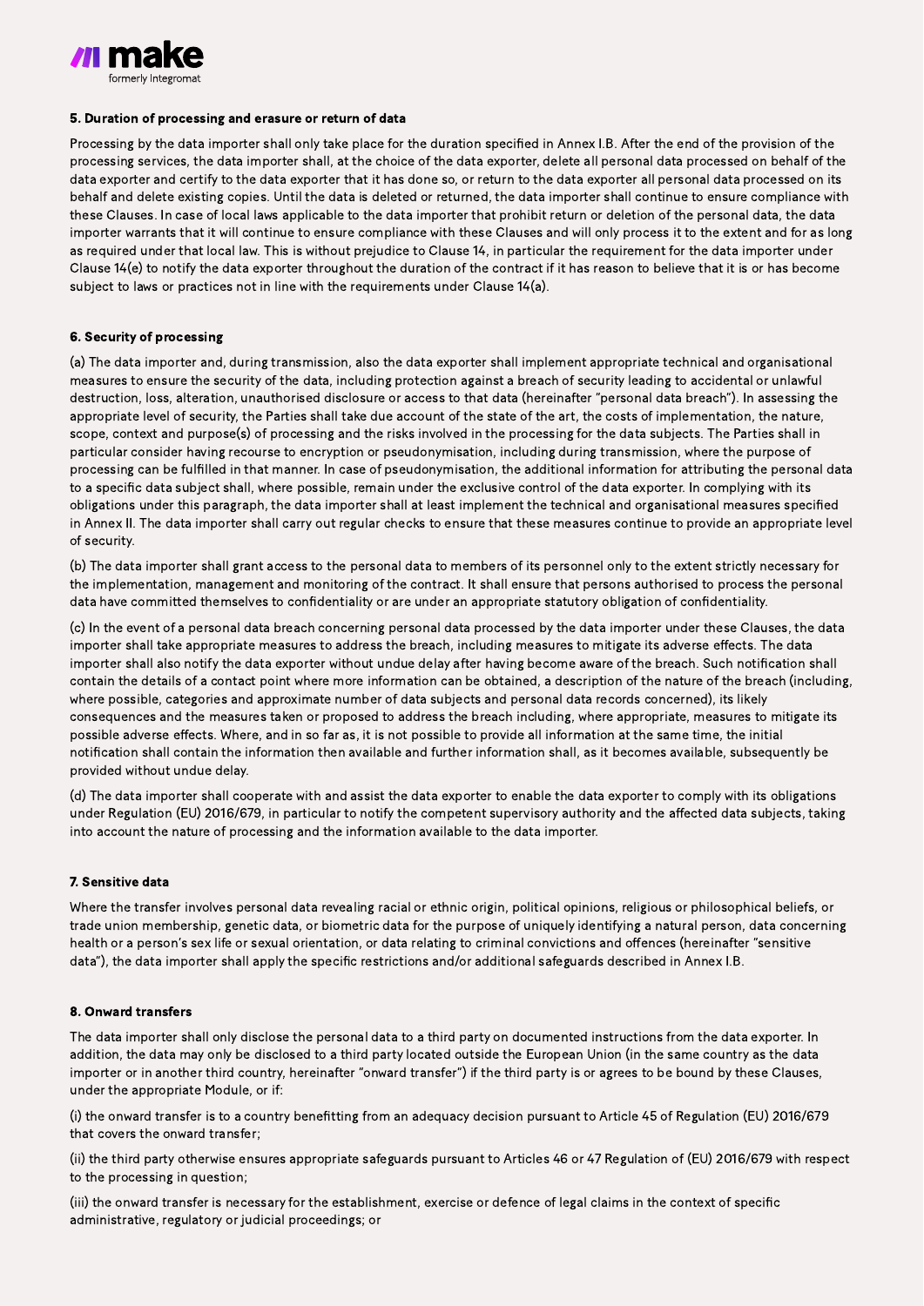### 5. Duration of processing and erasure or return of data

Processing by the data importer shall only take place for the duration specified in Annex I.B. After the end of the provision of the processing services, the data importer shall, at the choice of the data exporter, delete all personal data processed on behalf of the data exporter and certify to the data exporter that it has done so, or return to the data exporter all personal data processed on its behalf and delete existing copies. Until the data is deleted or returned, the data importer shall continue to ensure compliance with these Clauses. In case of local laws applicable to the data importer that prohibit return or deletion of the personal data, the data importer warrants that it will continue to ensure compliance with these Clauses and will only process it to the extent and for as long as required under that local law. This is without prejudice to Clause 14, in particular the requirement for the data importer under Clause 14(e) to notify the data exporter throughout the duration of the contract if it has reason to believe that it is or has become subject to laws or practices not in line with the requirements under Clause 14(a).

### 6. Security of processing

(a) The data importer and, during transmission, also the data exporter shall implement appropriate technical and organisational measures to ensure the security of the data, including protection against a breach of security leading to accidental or unlawful destruction, loss, alteration, unauthorised disclosure or access to that data (hereinafter "personal data breach"). In assessing the appropriate level of security, the Parties shall take due account of the state of the art, the costs of implementation, the nature, scope, context and purpose(s) of processing and the risks involved in the processing for the data subjects. The Parties shall in particular consider having recourse to encryption or pseudonymisation, including during transmission, where the purpose of processing can be fulfilled in that manner. In case of pseudonymisation, the additional information for attributing the personal data to a specific data subject shall, where possible, remain under the exclusive control of the data exporter. In complying with its obligations under this paragraph, the data importer shall at least implement the technical and organisational measures specified in Annex II. The data importer shall carry out regular checks to ensure that these measures continue to provide an appropriate level of security.

(b) The data importer shall grant access to the personal data to members of its personnel only to the extent strictly necessary for the implementation, management and monitoring of the contract. It shall ensure that persons authorised to process the personal data have committed themselves to confidentiality or are under an appropriate statutory obligation of confidentiality.

(c) In the event of a personal data breach concerning personal data processed by the data importer under these Clauses, the data importer shall take appropriate measures to address the breach, including measures to mitigate its adverse effects. The data importer shall also notify the data exporter without undue delay after having become aware of the breach. Such notification shall contain the details of a contact point where more information can be obtained, a description of the nature of the breach (including, where possible, categories and approximate number of data subjects and personal data records concerned), its likely consequences and the measures taken or proposed to address the breach including, where appropriate, measures to mitigate its possible adverse effects. Where, and in so far as, it is not possible to provide all information at the same time, the initial notification shall contain the information then available and further information shall, as it becomes available, subsequently be provided without undue delay.

(d) The data importer shall cooperate with and assist the data exporter to enable the data exporter to comply with its obligations under Regulation (EU) 2016/679, in particular to notify the competent supervisory authority and the affected data subjects, taking into account the nature of processing and the information available to the data importer.

### 7. Sensitive data

Where the transfer involves personal data revealing racial or ethnic origin, political opinions, religious or philosophical beliefs, or trade union membership, genetic data, or biometric data for the purpose of uniquely identifying a natural person, data concerning health or a person's sex life or sexual orientation, or data relating to criminal convictions and offences (hereinafter "sensitive data"), the data importer shall apply the specific restrictions and/or additional safeguards described in Annex I.B.

### 8. Onward transfers

The data importer shall only disclose the personal data to a third party on documented instructions from the data exporter. In addition, the data may only be disclosed to a third party located outside the European Union (in the same country as the data importer or in another third country, hereinafter "onward transfer") if the third party is or agrees to be bound by these Clauses, under the appropriate Module, or if:

(i) the onward transfer is to a country benefitting from an adequacy decision pursuant to Article 45 of Regulation (EU) 2016/679 that covers the onward transfer;

(ii) the third party otherwise ensures appropriate safeguards pursuant to Articles 46 or 47 Regulation of (EU) 2016/679 with respect to the processing in question;

(iii) the onward transfer is necessary for the establishment, exercise or defence of legal claims in the context of specific administrative, regulatory or judicial proceedings; or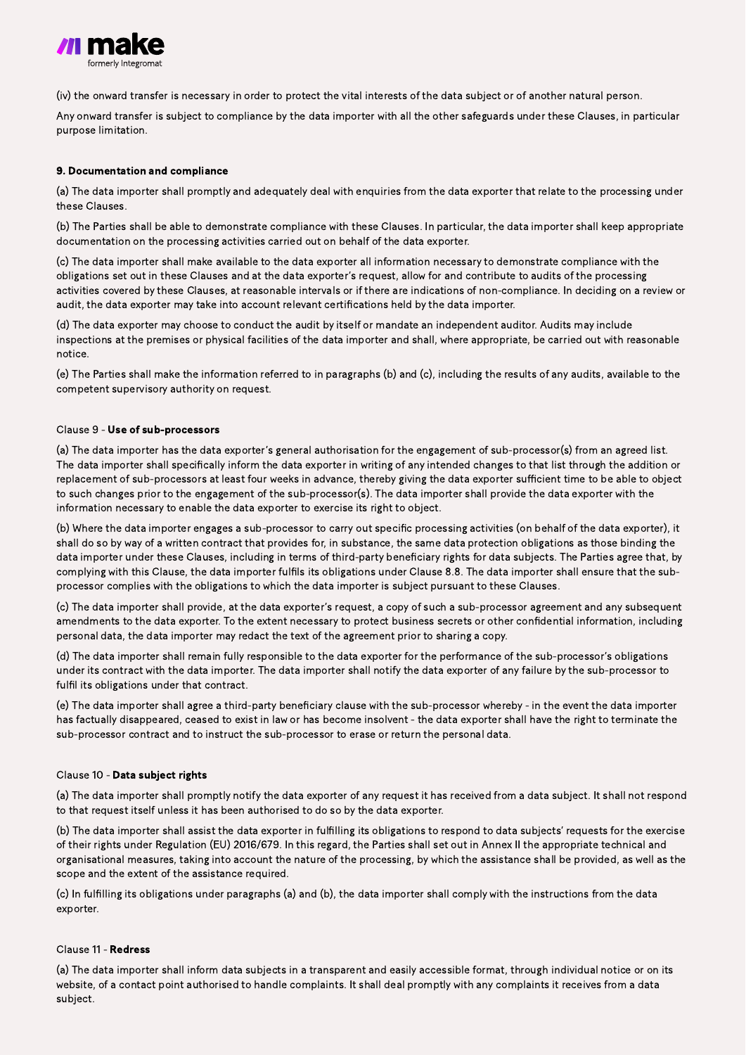(iv) the onward transfer is necessary in order to protect the vital interests of the data subject or of another natural person.

Any onward transfer is subject to compliance by the data importer with all the other safeguards under these Clauses, in particular purpose limitation.

**9. Documentation and compliance**

(a) The data importer shall promptly and adequately deal with enquiries from the data exporter that relate to the processing under these Clauses.

(b) The Parties shall be able to demonstrate compliance with these Clauses. In particular, the data importer shall keep appropriate documentation on the processing activities carried out on behalf of the data exporter.

(c) The data importer shall make available to the data exporter all information necessary to demonstrate compliance with the obligations set out in these Clauses and at the data exporter's request, allow for and contribute to audits of the processing activities covered by these Clauses, at reasonable intervals or if there are indications of non-compliance. In deciding on a review or audit, the data exporter may take into account relevant certifications held by the data importer.

(d) The data exporter may choose to conduct the audit by itself or mandate an independent auditor. Audits may include inspections at the premises or physical facilities of the data importer and shall, where appropriate, be carried out with reasonable notice.

(e) The Parties shall make the information referred to in paragraphs (b) and (c), including the results of any audits, available to the competent supervisory authority on request.

Clause 9 - **Use of sub-processors**

(a) The data importer has the data exporter's general authorisation for the engagement of sub-processor(s) from an agreed list. The data importer shall specifically inform the data exporter in writing of any intended changes to that list through the addition or replacement of sub-processors at least four weeks in advance, thereby giving the data exporter sufficient time to be able to object to such changes prior to the engagement of the sub-processor(s). The data importer shall provide the data exporter with the information necessary to enable the data exporter to exercise its right to object.

(b) Where the data importer engages a sub-processor to carry out specific processing activities (on behalf of the data exporter), it shall do so by way of a written contract that provides for, in substance, the same data protection obligations as those binding the data importer under these Clauses, including in terms of third-party beneficiary rights for data subjects. The Parties agree that, by complying with this Clause, the data importer fulfils its obligations under Clause 8.8. The data importer shall ensure that the sub-processor complies with the obligations to which the data importer is subject pursuant to these Clauses.

(c) The data importer shall provide, at the data exporter's request, a copy of such a sub-processor agreement and any subsequent amendments to the data exporter. To the extent necessary to protect business secrets or other confidential information, including personal data, the data importer may redact the text of the agreement prior to sharing a copy.

(d) The data importer shall remain fully responsible to the data exporter for the performance of the sub-processor's obligations under its contract with the data importer. The data importer shall notify the data exporter of any failure by the sub-processor to fulfil its obligations under that contract.

(e) The data importer shall agree a third-party beneficiary clause with the sub-processor whereby - in the event the data importer has factually disappeared, ceased to exist in law or has become insolvent - the data exporter shall have the right to terminate the sub-processor contract and to instruct the sub-processor to erase or return the personal data.

Clause 10 - **Data subject rights**

(a) The data importer shall promptly notify the data exporter of any request it has received from a data subject. It shall not respond to that request itself unless it has been authorised to do so by the data exporter.

(b) The data importer shall assist the data exporter in fulfilling its obligations to respond to data subjects' requests for the exercise of their rights under Regulation (EU) 2016/679. In this regard, the Parties shall set out in Annex II the appropriate technical and organisational measures, taking into account the nature of the processing, by which the assistance shall be provided, as well as the scope and the extent of the assistance required.

(c) In fulfilling its obligations under paragraphs (a) and (b), the data importer shall comply with the instructions from the data exporter.

Clause 11 - **Redress**

(a) The data importer shall inform data subjects in a transparent and easily accessible format, through individual notice or on its website, of a contact point authorised to handle complaints. It shall deal promptly with any complaints it receives from a data subject.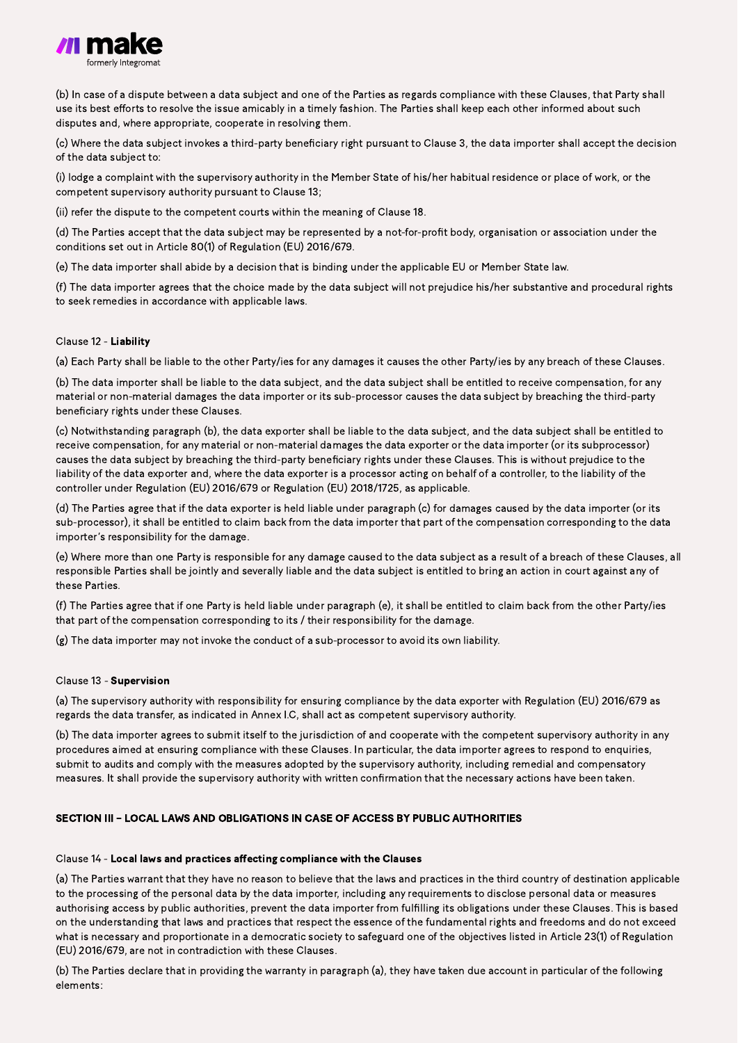(b) In case of a dispute between a data subject and one of the Parties as regards compliance with these Clauses, that Party shall use its best efforts to resolve the issue amicably in a timely fashion. The Parties shall keep each other informed about such disputes and, where appropriate, cooperate in resolving them.

(c) Where the data subject invokes a third-party beneficiary right pursuant to Clause 3, the data importer shall accept the decision of the data subject to:

(i) lodge a complaint with the supervisory authority in the Member State of his/her habitual residence or place of work, or the competent supervisory authority pursuant to Clause 13;

(ii) refer the dispute to the competent courts within the meaning of Clause 18.

(d) The Parties accept that the data subject may be represented by a not-for-profit body, organisation or association under the conditions set out in Article 80(1) of Regulation (EU) 2016/679.

(e) The data importer shall abide by a decision that is binding under the applicable EU or Member State law.

(f) The data importer agrees that the choice made by the data subject will not prejudice his/her substantive and procedural rights to seek remedies in accordance with applicable laws.

Clause 12 - **Liability**

(a) Each Party shall be liable to the other Party/ies for any damages it causes the other Party/ies by any breach of these Clauses.

(b) The data importer shall be liable to the data subject, and the data subject shall be entitled to receive compensation, for any material or non-material damages the data importer or its sub-processor causes the data subject by breaching the third-party beneficiary rights under these Clauses.

(c) Notwithstanding paragraph (b), the data exporter shall be liable to the data subject, and the data subject shall be entitled to receive compensation, for any material or non-material damages the data exporter or the data importer (or its subprocessor) causes the data subject by breaching the third-party beneficiary rights under these Clauses. This is without prejudice to the liability of the data exporter and, where the data exporter is a processor acting on behalf of a controller, to the liability of the controller under Regulation (EU) 2016/679 or Regulation (EU) 2018/1725, as applicable.

(d) The Parties agree that if the data exporter is held liable under paragraph (c) for damages caused by the data importer (or its sub-processor), it shall be entitled to claim back from the data importer that part of the compensation corresponding to the data importer's responsibility for the damage.

(e) Where more than one Party is responsible for any damage caused to the data subject as a result of a breach of these Clauses, all responsible Parties shall be jointly and severally liable and the data subject is entitled to bring an action in court against any of these Parties.

(f) The Parties agree that if one Party is held liable under paragraph (e), it shall be entitled to claim back from the other Party/ies that part of the compensation corresponding to its / their responsibility for the damage.

(g) The data importer may not invoke the conduct of a sub-processor to avoid its own liability.

Clause 13 - **Supervision**

(a) The supervisory authority with responsibility for ensuring compliance by the data exporter with Regulation (EU) 2016/679 as regards the data transfer, as indicated in Annex I.C, shall act as competent supervisory authority.

(b) The data importer agrees to submit itself to the jurisdiction of and cooperate with the competent supervisory authority in any procedures aimed at ensuring compliance with these Clauses. In particular, the data importer agrees to respond to enquiries, submit to audits and comply with the measures adopted by the supervisory authority, including remedial and compensatory measures. It shall provide the supervisory authority with written confirmation that the necessary actions have been taken.

## SECTION III – LOCAL LAWS AND OBLIGATIONS IN CASE OF ACCESS BY PUBLIC AUTHORITIES

Clause 14 - **Local laws and practices affecting compliance with the Clauses**

(a) The Parties warrant that they have no reason to believe that the laws and practices in the third country of destination applicable to the processing of the personal data by the data importer, including any requirements to disclose personal data or measures authorising access by public authorities, prevent the data importer from fulfilling its obligations under these Clauses. This is based on the understanding that laws and practices that respect the essence of the fundamental rights and freedoms and do not exceed what is necessary and proportionate in a democratic society to safeguard one of the objectives listed in Article 23(1) of Regulation (EU) 2016/679, are not in contradiction with these Clauses.

(b) The Parties declare that in providing the warranty in paragraph (a), they have taken due account in particular of the following elements: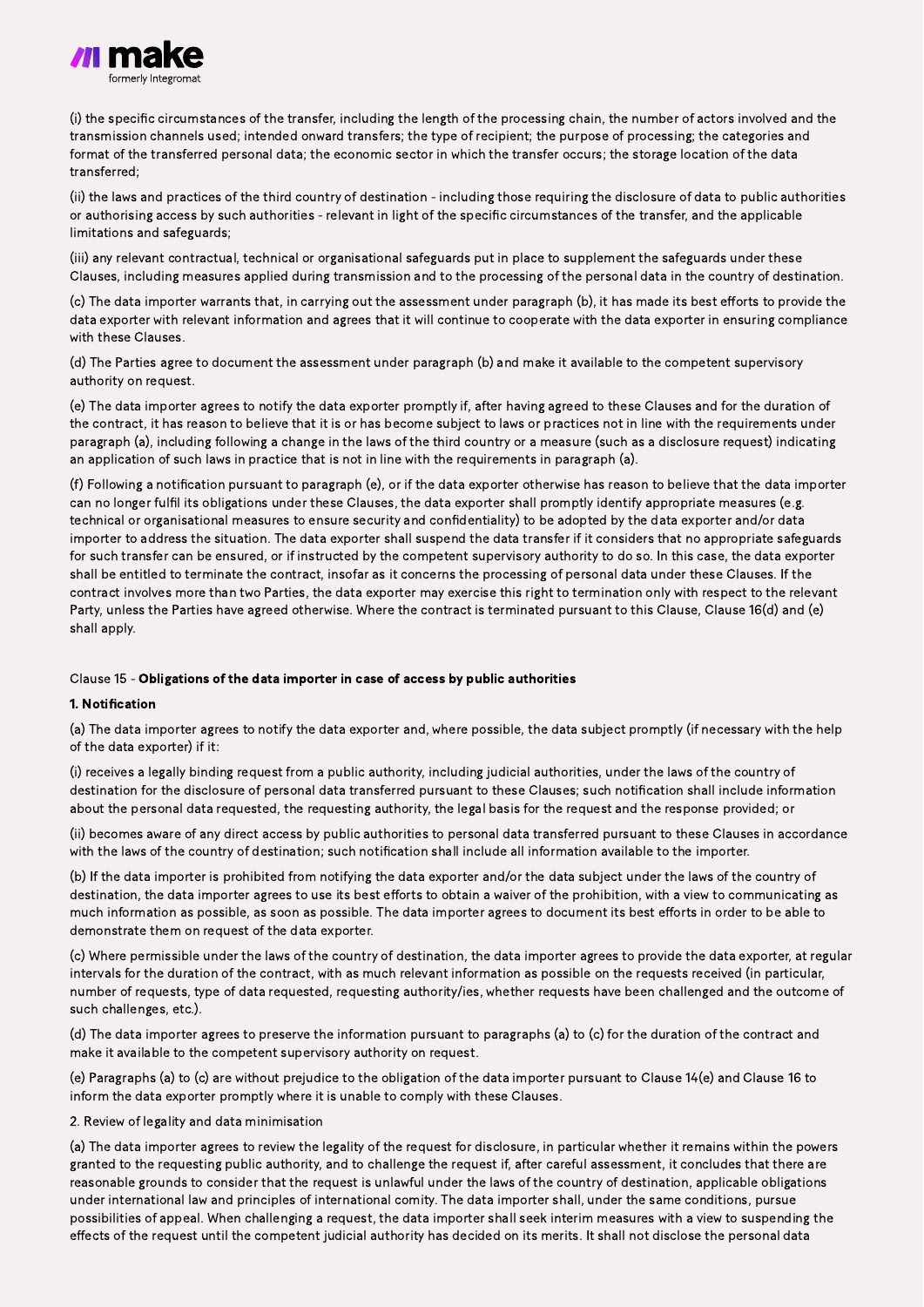(i) the specific circumstances of the transfer, including the length of the processing chain, the number of actors involved and the transmission channels used; intended onward transfers; the type of recipient; the purpose of processing; the categories and format of the transferred personal data; the economic sector in which the transfer occurs; the storage location of the data transferred;

(ii) the laws and practices of the third country of destination - including those requiring the disclosure of data to public authorities or authorising access by such authorities - relevant in light of the specific circumstances of the transfer, and the applicable limitations and safeguards;

(iii) any relevant contractual, technical or organisational safeguards put in place to supplement the safeguards under these Clauses, including measures applied during transmission and to the processing of the personal data in the country of destination.

(c) The data importer warrants that, in carrying out the assessment under paragraph (b), it has made its best efforts to provide the data exporter with relevant information and agrees that it will continue to cooperate with the data exporter in ensuring compliance with these Clauses.

(d) The Parties agree to document the assessment under paragraph (b) and make it available to the competent supervisory authority on request.

(e) The data importer agrees to notify the data exporter promptly if, after having agreed to these Clauses and for the duration of the contract, it has reason to believe that it is or has become subject to laws or practices not in line with the requirements under paragraph (a), including following a change in the laws of the third country or a measure (such as a disclosure request) indicating an application of such laws in practice that is not in line with the requirements in paragraph (a).

(f) Following a notification pursuant to paragraph (e), or if the data exporter otherwise has reason to believe that the data importer can no longer fulfil its obligations under these Clauses, the data exporter shall promptly identify appropriate measures (e.g. technical or organisational measures to ensure security and confidentiality) to be adopted by the data exporter and/or data importer to address the situation. The data exporter shall suspend the data transfer if it considers that no appropriate safeguards for such transfer can be ensured, or if instructed by the competent supervisory authority to do so. In this case, the data exporter shall be entitled to terminate the contract, insofar as it concerns the processing of personal data under these Clauses. If the contract involves more than two Parties, the data exporter may exercise this right to termination only with respect to the relevant Party, unless the Parties have agreed otherwise. Where the contract is terminated pursuant to this Clause, Clause 16(d) and (e) shall apply.

Clause 15 - **Obligations of the data importer in case of access by public authorities**

**1. Notification**

(a) The data importer agrees to notify the data exporter and, where possible, the data subject promptly (if necessary with the help of the data exporter) if it:

(i) receives a legally binding request from a public authority, including judicial authorities, under the laws of the country of destination for the disclosure of personal data transferred pursuant to these Clauses; such notification shall include information about the personal data requested, the requesting authority, the legal basis for the request and the response provided; or

(ii) becomes aware of any direct access by public authorities to personal data transferred pursuant to these Clauses in accordance with the laws of the country of destination; such notification shall include all information available to the importer.

(b) If the data importer is prohibited from notifying the data exporter and/or the data subject under the laws of the country of destination, the data importer agrees to use its best efforts to obtain a waiver of the prohibition, with a view to communicating as much information as possible, as soon as possible. The data importer agrees to document its best efforts in order to be able to demonstrate them on request of the data exporter.

(c) Where permissible under the laws of the country of destination, the data importer agrees to provide the data exporter, at regular intervals for the duration of the contract, with as much relevant information as possible on the requests received (in particular, number of requests, type of data requested, requesting authority/ies, whether requests have been challenged and the outcome of such challenges, etc.).

(d) The data importer agrees to preserve the information pursuant to paragraphs (a) to (c) for the duration of the contract and make it available to the competent supervisory authority on request.

(e) Paragraphs (a) to (c) are without prejudice to the obligation of the data importer pursuant to Clause 14(e) and Clause 16 to inform the data exporter promptly where it is unable to comply with these Clauses.

2. Review of legality and data minimisation

(a) The data importer agrees to review the legality of the request for disclosure, in particular whether it remains within the powers granted to the requesting public authority, and to challenge the request if, after careful assessment, it concludes that there are reasonable grounds to consider that the request is unlawful under the laws of the country of destination, applicable obligations under international law and principles of international comity. The data importer shall, under the same conditions, pursue possibilities of appeal. When challenging a request, the data importer shall seek interim measures with a view to suspending the effects of the request until the competent judicial authority has decided on its merits. It shall not disclose the personal data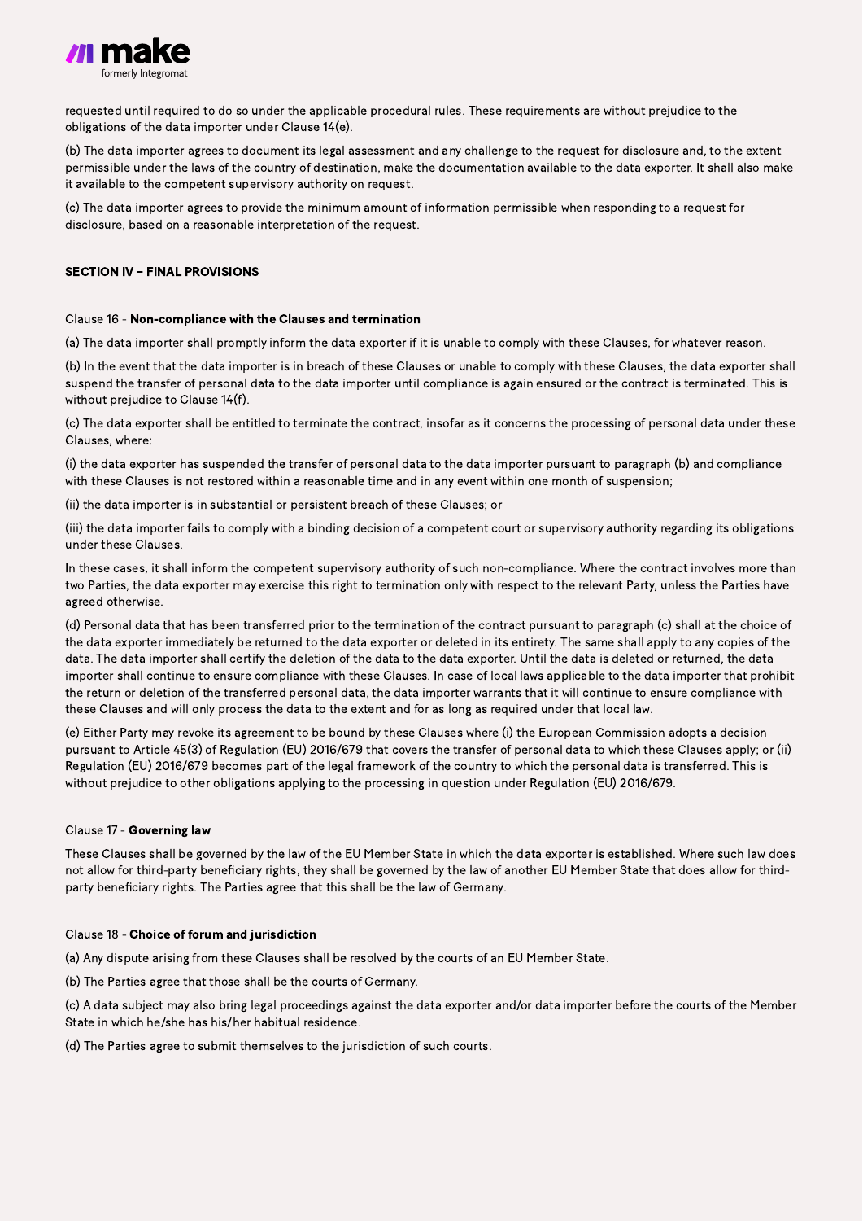requested until required to do so under the applicable procedural rules. These requirements are without prejudice to the obligations of the data importer under Clause 14(e).

(b) The data importer agrees to document its legal assessment and any challenge to the request for disclosure and, to the extent permissible under the laws of the country of destination, make the documentation available to the data exporter. It shall also make it available to the competent supervisory authority on request.

(c) The data importer agrees to provide the minimum amount of information permissible when responding to a request for disclosure, based on a reasonable interpretation of the request.

## SECTION IV – FINAL PROVISIONS

### Clause 16 - **Non-compliance with the Clauses and termination**

(a) The data importer shall promptly inform the data exporter if it is unable to comply with these Clauses, for whatever reason.

(b) In the event that the data importer is in breach of these Clauses or unable to comply with these Clauses, the data exporter shall suspend the transfer of personal data to the data importer until compliance is again ensured or the contract is terminated. This is without prejudice to Clause 14(f).

(c) The data exporter shall be entitled to terminate the contract, insofar as it concerns the processing of personal data under these Clauses, where:

(i) the data exporter has suspended the transfer of personal data to the data importer pursuant to paragraph (b) and compliance with these Clauses is not restored within a reasonable time and in any event within one month of suspension;

(ii) the data importer is in substantial or persistent breach of these Clauses; or

(iii) the data importer fails to comply with a binding decision of a competent court or supervisory authority regarding its obligations under these Clauses.

In these cases, it shall inform the competent supervisory authority of such non-compliance. Where the contract involves more than two Parties, the data exporter may exercise this right to termination only with respect to the relevant Party, unless the Parties have agreed otherwise.

(d) Personal data that has been transferred prior to the termination of the contract pursuant to paragraph (c) shall at the choice of the data exporter immediately be returned to the data exporter or deleted in its entirety. The same shall apply to any copies of the data. The data importer shall certify the deletion of the data to the data exporter. Until the data is deleted or returned, the data importer shall continue to ensure compliance with these Clauses. In case of local laws applicable to the data importer that prohibit the return or deletion of the transferred personal data, the data importer warrants that it will continue to ensure compliance with these Clauses and will only process the data to the extent and for as long as required under that local law.

(e) Either Party may revoke its agreement to be bound by these Clauses where (i) the European Commission adopts a decision pursuant to Article 45(3) of Regulation (EU) 2016/679 that covers the transfer of personal data to which these Clauses apply; or (ii) Regulation (EU) 2016/679 becomes part of the legal framework of the country to which the personal data is transferred. This is without prejudice to other obligations applying to the processing in question under Regulation (EU) 2016/679.

### Clause 17 - **Governing law**

These Clauses shall be governed by the law of the EU Member State in which the data exporter is established. Where such law does not allow for third-party beneficiary rights, they shall be governed by the law of another EU Member State that does allow for third-party beneficiary rights. The Parties agree that this shall be the law of Germany.

### Clause 18 - **Choice of forum and jurisdiction**

(a) Any dispute arising from these Clauses shall be resolved by the courts of an EU Member State.

(b) The Parties agree that those shall be the courts of Germany.

(c) A data subject may also bring legal proceedings against the data exporter and/or data importer before the courts of the Member State in which he/she has his/her habitual residence.

(d) The Parties agree to submit themselves to the jurisdiction of such courts.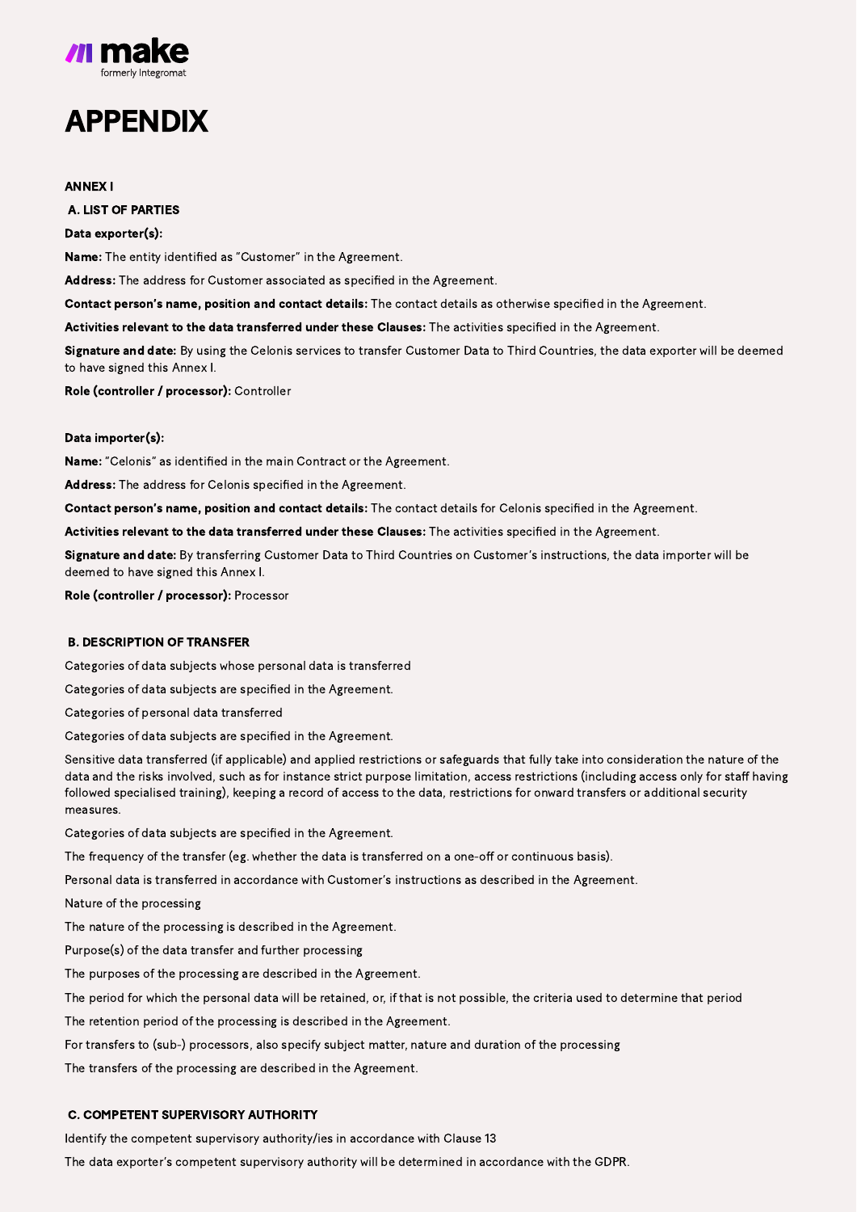# APPENDIX

**ANNEX I**

**A. LIST OF PARTIES**

**Data exporter(s):**

**Name:** The entity identified as "Customer" in the Agreement.

**Address:** The address for Customer associated as specified in the Agreement.

**Contact person's name, position and contact details:** The contact details as otherwise specified in the Agreement.

**Activities relevant to the data transferred under these Clauses:** The activities specified in the Agreement.

**Signature and date:** By using the Celonis services to transfer Customer Data to Third Countries, the data exporter will be deemed to have signed this Annex I.

**Role (controller / processor):** Controller

**Data importer(s):**

**Name:** "Celonis" as identified in the main Contract or the Agreement.

**Address:** The address for Celonis specified in the Agreement.

**Contact person's name, position and contact details:** The contact details for Celonis specified in the Agreement.

**Activities relevant to the data transferred under these Clauses:** The activities specified in the Agreement.

**Signature and date:** By transferring Customer Data to Third Countries on Customer's instructions, the data importer will be deemed to have signed this Annex I.

**Role (controller / processor):** Processor

**B. DESCRIPTION OF TRANSFER**

Categories of data subjects whose personal data is transferred

Categories of data subjects are specified in the Agreement.

Categories of personal data transferred

Categories of data subjects are specified in the Agreement.

Sensitive data transferred (if applicable) and applied restrictions or safeguards that fully take into consideration the nature of the data and the risks involved, such as for instance strict purpose limitation, access restrictions (including access only for staff having followed specialised training), keeping a record of access to the data, restrictions for onward transfers or additional security measures.

Categories of data subjects are specified in the Agreement.

The frequency of the transfer (eg. whether the data is transferred on a one-off or continuous basis).

Personal data is transferred in accordance with Customer's instructions as described in the Agreement.

Nature of the processing

The nature of the processing is described in the Agreement.

Purpose(s) of the data transfer and further processing

The purposes of the processing are described in the Agreement.

The period for which the personal data will be retained, or, if that is not possible, the criteria used to determine that period

The retention period of the processing is described in the Agreement.

For transfers to (sub-) processors, also specify subject matter, nature and duration of the processing

The transfers of the processing are described in the Agreement.

**C. COMPETENT SUPERVISORY AUTHORITY**

Identify the competent supervisory authority/ies in accordance with Clause 13

The data exporter's competent supervisory authority will be determined in accordance with the GDPR.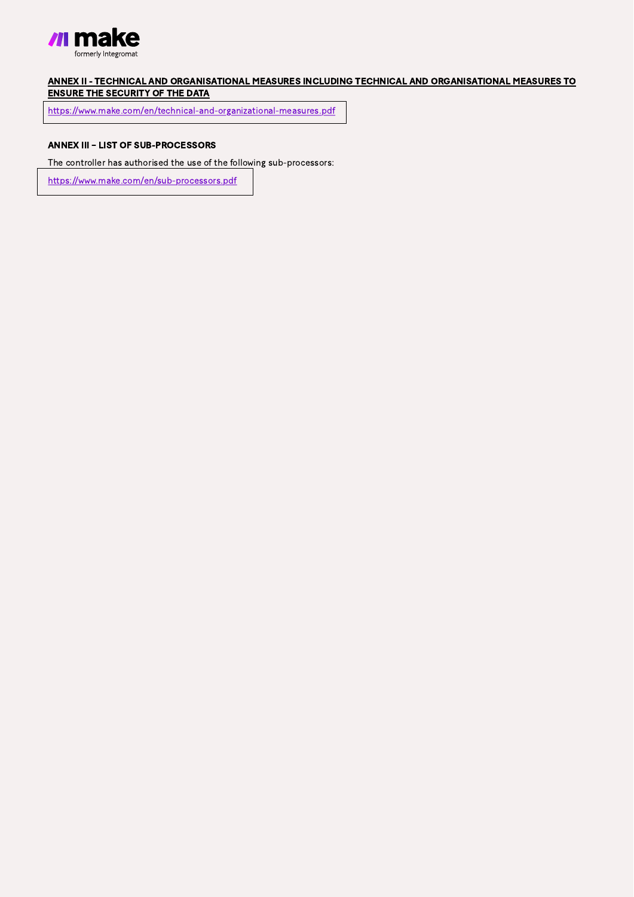**ANNEX II - TECHNICAL AND ORGANISATIONAL MEASURES INCLUDING TECHNICAL AND ORGANISATIONAL MEASURES TO ENSURE THE SECURITY OF THE DATA**

https://www.make.com/en/technical-and-organizational-measures.pdf

**ANNEX III – LIST OF SUB-PROCESSORS**

The controller has authorised the use of the following sub-processors:

https://www.make.com/en/sub-processors.pdf